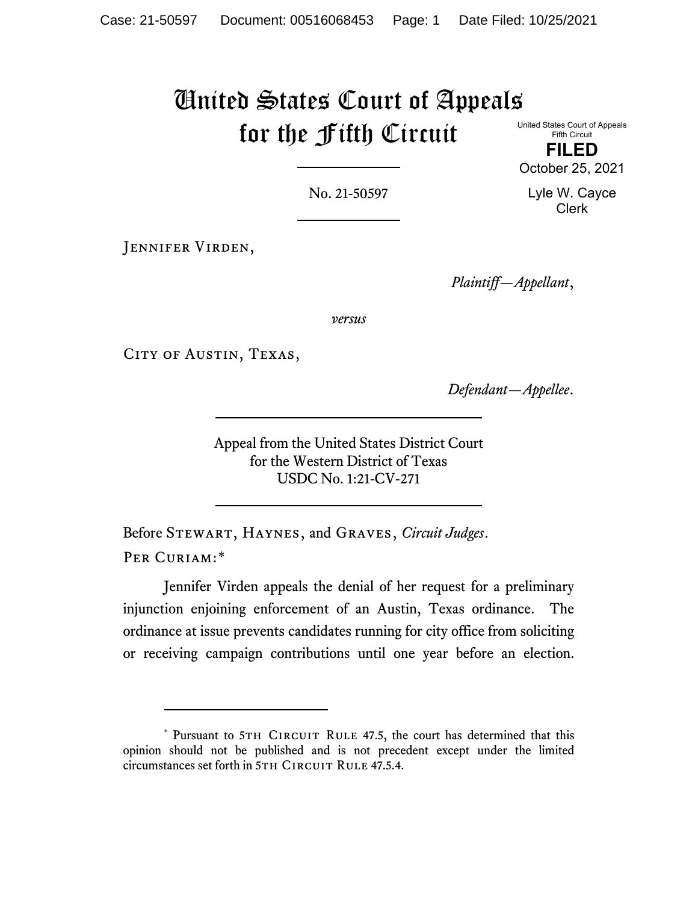# United States Court of Appeals for the Fifth Circuit

United States Court of Appeals
Fifth Circuit

**FILED**

October 25, 2021

Lyle W. Cayce
Clerk

No. 21-50597

Jennifer Virden,

*Plaintiff—Appellant*,

*versus*

City of Austin, Texas,

*Defendant—Appellee*.

Appeal from the United States District Court
for the Western District of Texas
USDC No. 1:21-CV-271

Before Stewart, Haynes, and Graves, *Circuit Judges*.

Per Curiam:*

Jennifer Virden appeals the denial of her request for a preliminary injunction enjoining enforcement of an Austin, Texas ordinance. The ordinance at issue prevents candidates running for city office from soliciting or receiving campaign contributions until one year before an election.

* Pursuant to 5th Circuit Rule 47.5, the court has determined that this opinion should not be published and is not precedent except under the limited circumstances set forth in 5th Circuit Rule 47.5.4.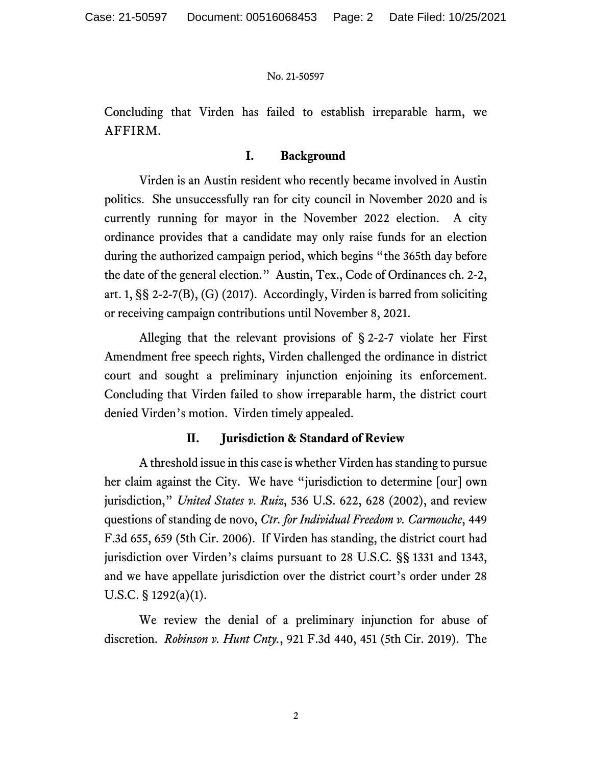Concluding that Virden has failed to establish irreparable harm, we AFFIRM.

## I. Background

Virden is an Austin resident who recently became involved in Austin politics. She unsuccessfully ran for city council in November 2020 and is currently running for mayor in the November 2022 election. A city ordinance provides that a candidate may only raise funds for an election during the authorized campaign period, which begins "the 365th day before the date of the general election." Austin, Tex., Code of Ordinances ch. 2-2, art. 1, §§ 2-2-7(B), (G) (2017). Accordingly, Virden is barred from soliciting or receiving campaign contributions until November 8, 2021.

Alleging that the relevant provisions of § 2-2-7 violate her First Amendment free speech rights, Virden challenged the ordinance in district court and sought a preliminary injunction enjoining its enforcement. Concluding that Virden failed to show irreparable harm, the district court denied Virden's motion. Virden timely appealed.

## II. Jurisdiction & Standard of Review

A threshold issue in this case is whether Virden has standing to pursue her claim against the City. We have "jurisdiction to determine [our] own jurisdiction," *United States v. Ruiz*, 536 U.S. 622, 628 (2002), and review questions of standing de novo, *Ctr. for Individual Freedom v. Carmouche*, 449 F.3d 655, 659 (5th Cir. 2006). If Virden has standing, the district court had jurisdiction over Virden's claims pursuant to 28 U.S.C. §§ 1331 and 1343, and we have appellate jurisdiction over the district court's order under 28 U.S.C. § 1292(a)(1).

We review the denial of a preliminary injunction for abuse of discretion. *Robinson v. Hunt Cnty.*, 921 F.3d 440, 451 (5th Cir. 2019). The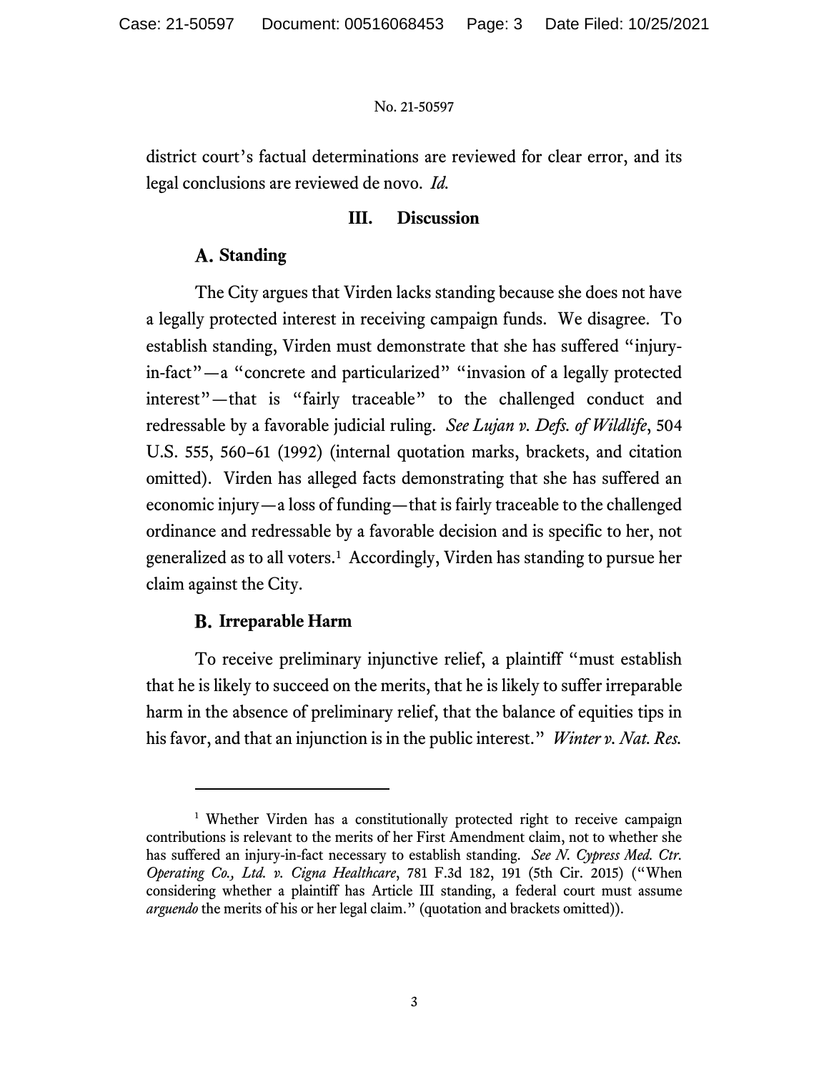district court's factual determinations are reviewed for clear error, and its legal conclusions are reviewed de novo. *Id.*

## III. Discussion

### A. Standing

The City argues that Virden lacks standing because she does not have a legally protected interest in receiving campaign funds. We disagree. To establish standing, Virden must demonstrate that she has suffered "injury-in-fact"—a "concrete and particularized" "invasion of a legally protected interest"—that is "fairly traceable" to the challenged conduct and redressable by a favorable judicial ruling. *See Lujan v. Defs. of Wildlife*, 504 U.S. 555, 560–61 (1992) (internal quotation marks, brackets, and citation omitted). Virden has alleged facts demonstrating that she has suffered an economic injury—a loss of funding—that is fairly traceable to the challenged ordinance and redressable by a favorable decision and is specific to her, not generalized as to all voters.[1] Accordingly, Virden has standing to pursue her claim against the City.

### B. Irreparable Harm

To receive preliminary injunctive relief, a plaintiff "must establish that he is likely to succeed on the merits, that he is likely to suffer irreparable harm in the absence of preliminary relief, that the balance of equities tips in his favor, and that an injunction is in the public interest." *Winter v. Nat. Res.*

---

[1] Whether Virden has a constitutionally protected right to receive campaign contributions is relevant to the merits of her First Amendment claim, not to whether she has suffered an injury-in-fact necessary to establish standing. *See N. Cypress Med. Ctr. Operating Co., Ltd. v. Cigna Healthcare*, 781 F.3d 182, 191 (5th Cir. 2015) ("When considering whether a plaintiff has Article III standing, a federal court must assume *arguendo* the merits of his or her legal claim." (quotation and brackets omitted)).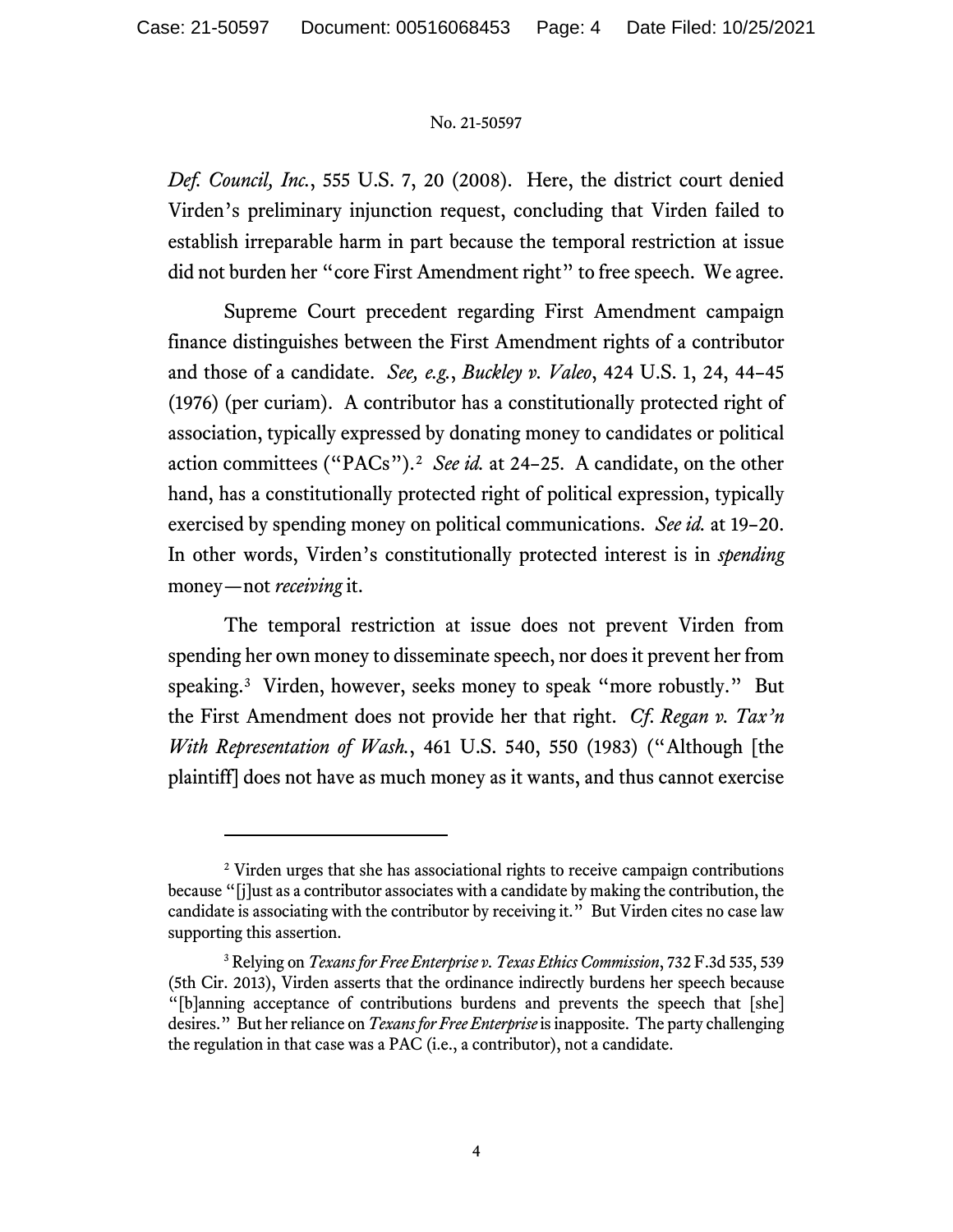*Def. Council, Inc.*, 555 U.S. 7, 20 (2008). Here, the district court denied Virden's preliminary injunction request, concluding that Virden failed to establish irreparable harm in part because the temporal restriction at issue did not burden her "core First Amendment right" to free speech. We agree.

Supreme Court precedent regarding First Amendment campaign finance distinguishes between the First Amendment rights of a contributor and those of a candidate. *See, e.g.*, *Buckley v. Valeo*, 424 U.S. 1, 24, 44–45 (1976) (per curiam). A contributor has a constitutionally protected right of association, typically expressed by donating money to candidates or political action committees ("PACs").[2] *See id.* at 24–25. A candidate, on the other hand, has a constitutionally protected right of political expression, typically exercised by spending money on political communications. *See id.* at 19–20. In other words, Virden's constitutionally protected interest is in *spending* money—not *receiving* it.

The temporal restriction at issue does not prevent Virden from spending her own money to disseminate speech, nor does it prevent her from speaking.[3] Virden, however, seeks money to speak "more robustly." But the First Amendment does not provide her that right. *Cf. Regan v. Tax'n With Representation of Wash.*, 461 U.S. 540, 550 (1983) ("Although [the plaintiff] does not have as much money as it wants, and thus cannot exercise

---

[2] Virden urges that she has associational rights to receive campaign contributions because "[j]ust as a contributor associates with a candidate by making the contribution, the candidate is associating with the contributor by receiving it." But Virden cites no case law supporting this assertion.

[3] Relying on *Texans for Free Enterprise v. Texas Ethics Commission*, 732 F.3d 535, 539 (5th Cir. 2013), Virden asserts that the ordinance indirectly burdens her speech because "[b]anning acceptance of contributions burdens and prevents the speech that [she] desires." But her reliance on *Texans for Free Enterprise* is inapposite. The party challenging the regulation in that case was a PAC (i.e., a contributor), not a candidate.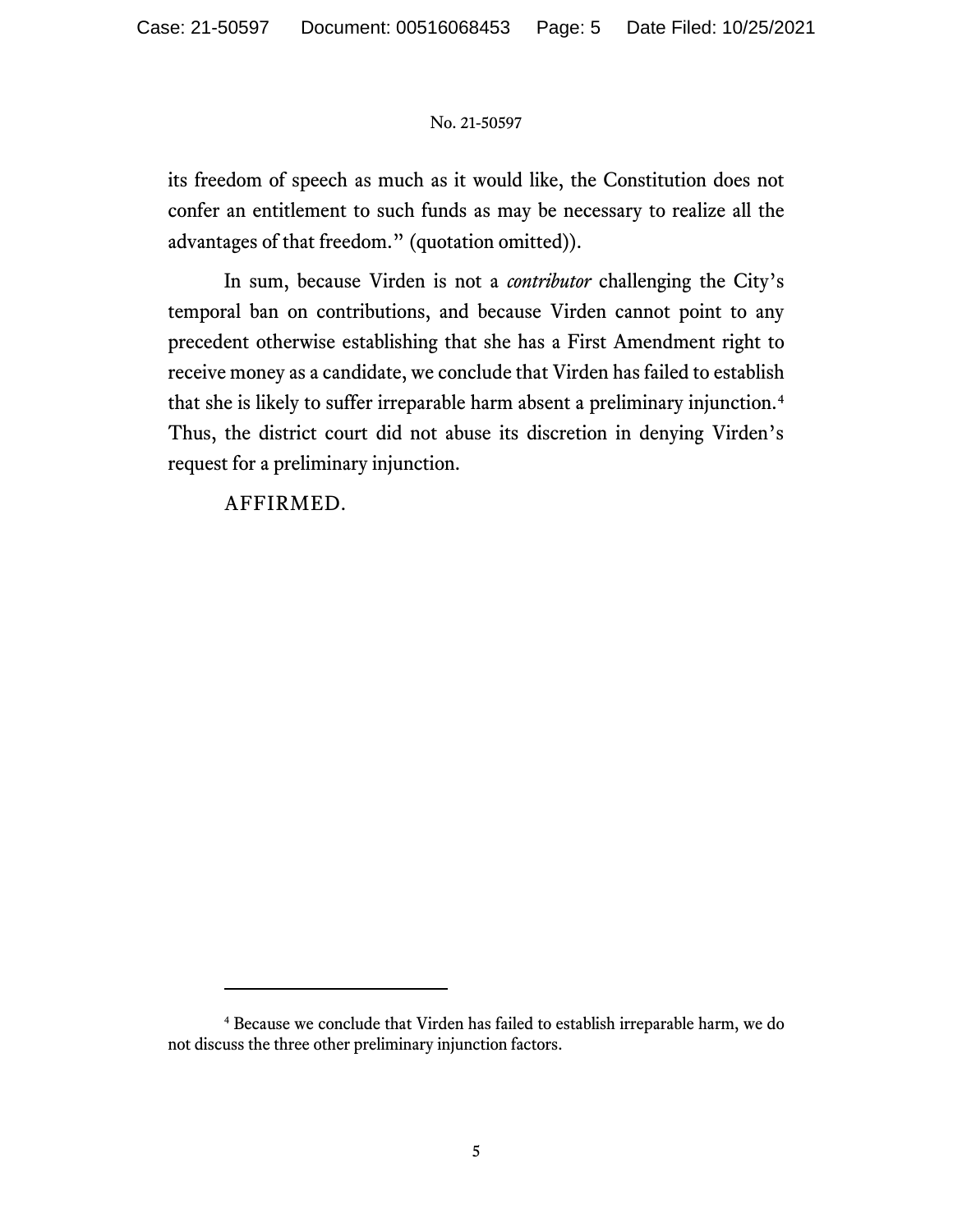its freedom of speech as much as it would like, the Constitution does not confer an entitlement to such funds as may be necessary to realize all the advantages of that freedom." (quotation omitted)).

In sum, because Virden is not a *contributor* challenging the City's temporal ban on contributions, and because Virden cannot point to any precedent otherwise establishing that she has a First Amendment right to receive money as a candidate, we conclude that Virden has failed to establish that she is likely to suffer irreparable harm absent a preliminary injunction.[4] Thus, the district court did not abuse its discretion in denying Virden's request for a preliminary injunction.

AFFIRMED.

---

[4] Because we conclude that Virden has failed to establish irreparable harm, we do not discuss the three other preliminary injunction factors.